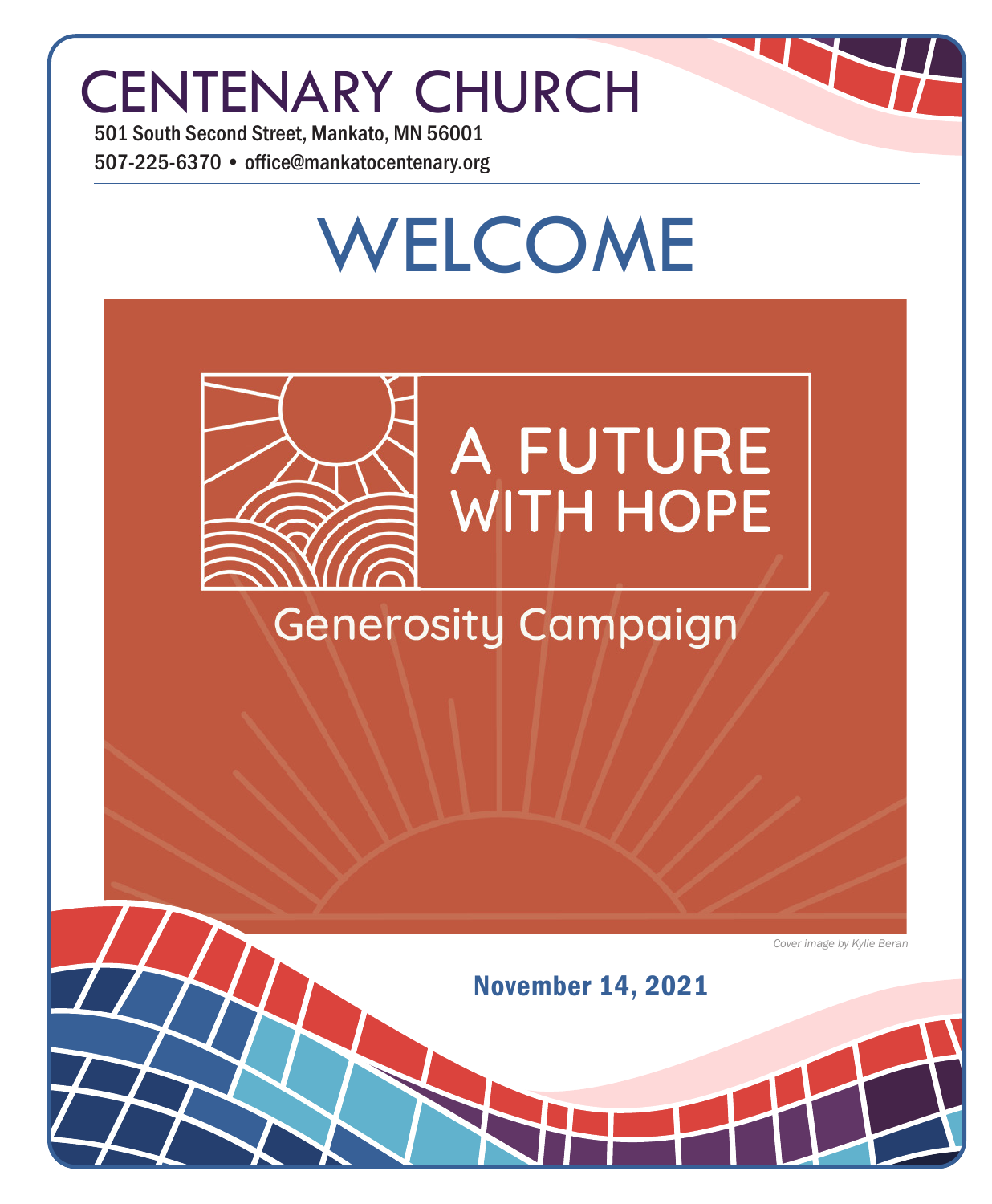# CENTENARY CHURCH

501 South Second Street, Mankato, MN 56001

507-225-6370 • office@mankatocentenary.org

# WELCOME

A FUTURE WITH HOPE

Generosity Campaign

*Cover image by Kylie Beran*

November 14, 2021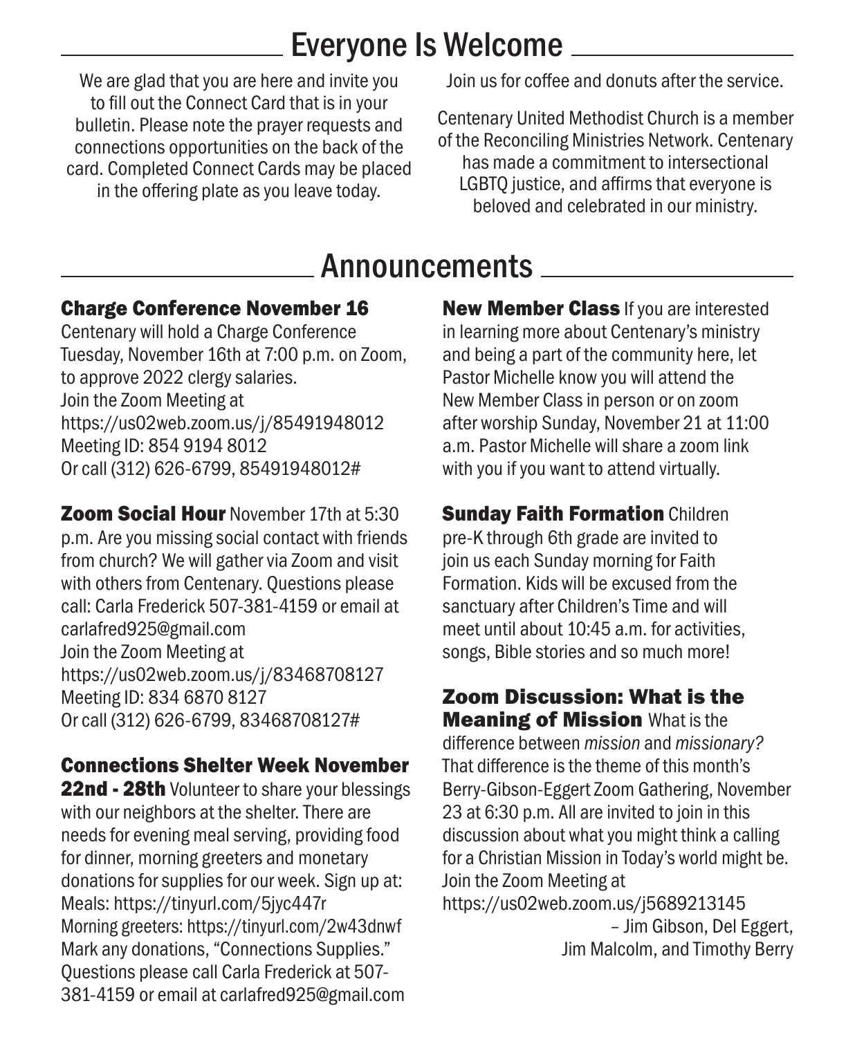## Everyone Is Welcome

We are glad that you are here and invite you to fill out the Connect Card that is in your bulletin. Please note the prayer requests and connections opportunities on the back of the card. Completed Connect Cards may be placed in the offering plate as you leave today.

Join us for coffee and donuts after the service.

Centenary United Methodist Church is a member of the Reconciling Ministries Network. Centenary has made a commitment to intersectional LGBTQ justice, and affirms that everyone is beloved and celebrated in our ministry.

## Announcements

### Charge Conference November 16

Centenary will hold a Charge Conference Tuesday, November 16th at 7:00 p.m. on Zoom, to approve 2022 clergy salaries.
Join the Zoom Meeting at
https://us02web.zoom.us/j/85491948012
Meeting ID: 854 9194 8012
Or call (312) 626-6799, 85491948012#

**Zoom Social Hour** November 17th at 5:30 p.m. Are you missing social contact with friends from church? We will gather via Zoom and visit with others from Centenary. Questions please call: Carla Frederick 507-381-4159 or email at carlafred925@gmail.com
Join the Zoom Meeting at
https://us02web.zoom.us/j/83468708127
Meeting ID: 834 6870 8127
Or call (312) 626-6799, 83468708127#

**Connections Shelter Week November 22nd - 28th** Volunteer to share your blessings with our neighbors at the shelter. There are needs for evening meal serving, providing food for dinner, morning greeters and monetary donations for supplies for our week. Sign up at:
Meals: https://tinyurl.com/5jyc447r
Morning greeters: https://tinyurl.com/2w43dnwf
Mark any donations, "Connections Supplies."
Questions please call Carla Frederick at 507-381-4159 or email at carlafred925@gmail.com

**New Member Class** If you are interested in learning more about Centenary's ministry and being a part of the community here, let Pastor Michelle know you will attend the New Member Class in person or on zoom after worship Sunday, November 21 at 11:00 a.m. Pastor Michelle will share a zoom link with you if you want to attend virtually.

**Sunday Faith Formation** Children pre-K through 6th grade are invited to join us each Sunday morning for Faith Formation. Kids will be excused from the sanctuary after Children's Time and will meet until about 10:45 a.m. for activities, songs, Bible stories and so much more!

**Zoom Discussion: What is the Meaning of Mission** What is the difference between *mission* and *missionary?* That difference is the theme of this month's Berry-Gibson-Eggert Zoom Gathering, November 23 at 6:30 p.m. All are invited to join in this discussion about what you might think a calling for a Christian Mission in Today's world might be.
Join the Zoom Meeting at
https://us02web.zoom.us/j5689213145

– Jim Gibson, Del Eggert,
Jim Malcolm, and Timothy Berry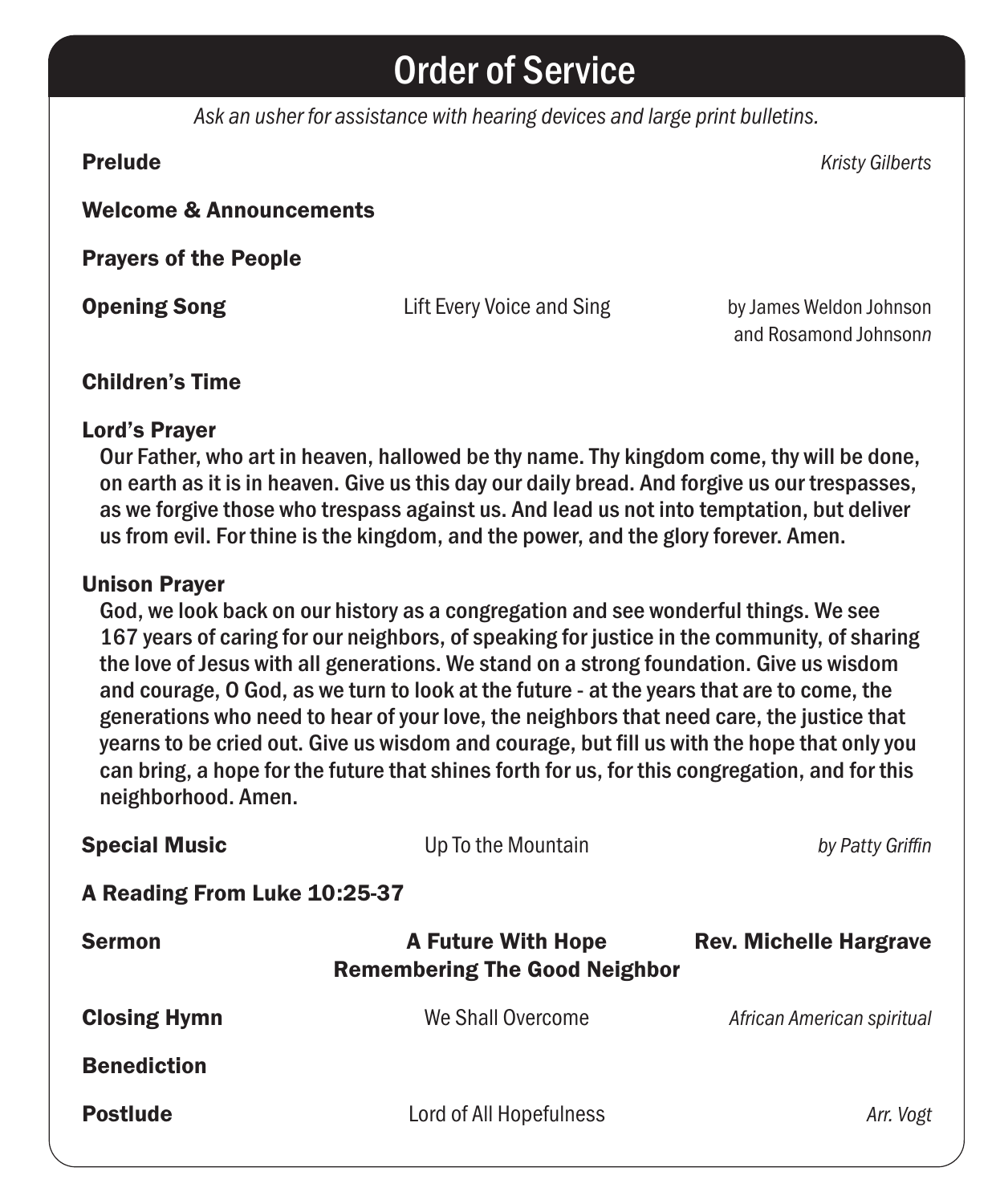# Order of Service

*Ask an usher for assistance with hearing devices and large print bulletins.*

**Prelude** — *Kristy Gilberts*

**Welcome & Announcements**

**Prayers of the People**

**Opening Song** — Lift Every Voice and Sing — by James Weldon Johnson and Rosamond Johnson*n*

**Children's Time**

**Lord's Prayer**

Our Father, who art in heaven, hallowed be thy name. Thy kingdom come, thy will be done, on earth as it is in heaven. Give us this day our daily bread. And forgive us our trespasses, as we forgive those who trespass against us. And lead us not into temptation, but deliver us from evil. For thine is the kingdom, and the power, and the glory forever. Amen.

**Unison Prayer**

God, we look back on our history as a congregation and see wonderful things. We see 167 years of caring for our neighbors, of speaking for justice in the community, of sharing the love of Jesus with all generations. We stand on a strong foundation. Give us wisdom and courage, O God, as we turn to look at the future - at the years that are to come, the generations who need to hear of your love, the neighbors that need care, the justice that yearns to be cried out. Give us wisdom and courage, but fill us with the hope that only you can bring, a hope for the future that shines forth for us, for this congregation, and for this neighborhood. Amen.

**Special Music** — Up To the Mountain — *by Patty Griffin*

**A Reading From Luke 10:25-37**

**Sermon** — **A Future With Hope: Remembering The Good Neighbor** — **Rev. Michelle Hargrave**

**Closing Hymn** — We Shall Overcome — *African American spiritual*

**Benediction**

**Postlude** — Lord of All Hopefulness — *Arr. Vogt*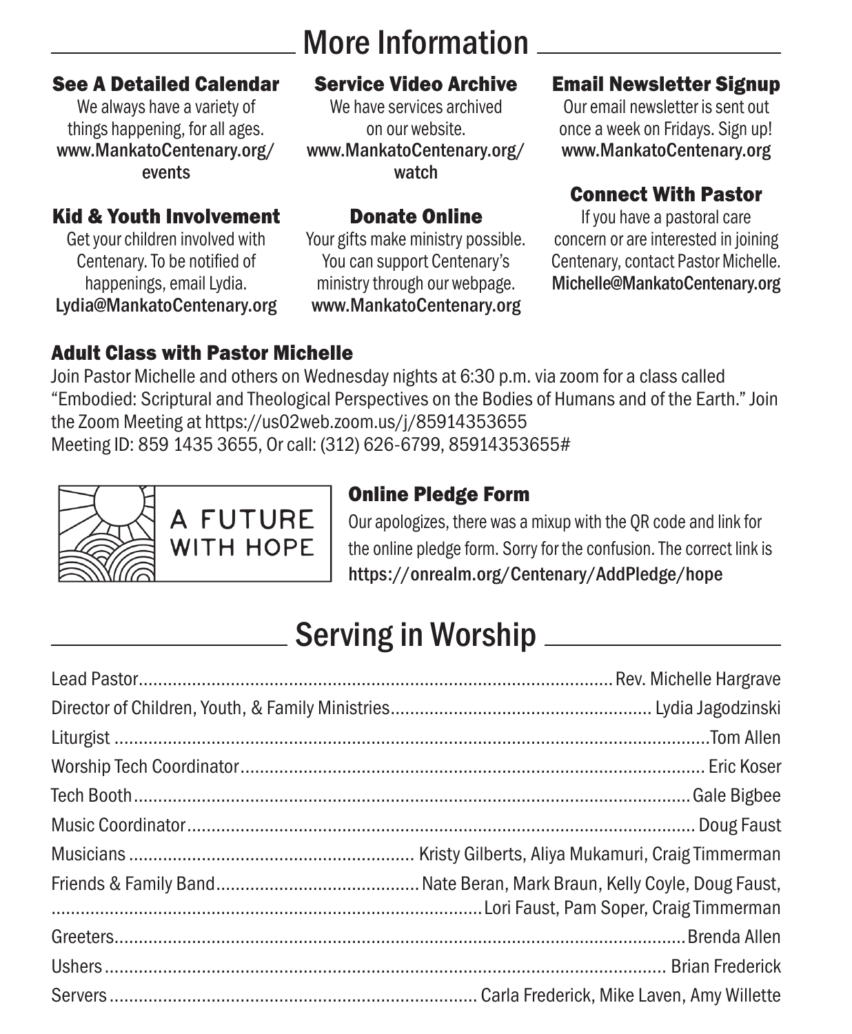# More Information

### See A Detailed Calendar

We always have a variety of things happening, for all ages.
**www.MankatoCentenary.org/events**

### Kid & Youth Involvement

Get your children involved with Centenary. To be notified of happenings, email Lydia.
**Lydia@MankatoCentenary.org**

### Service Video Archive

We have services archived on our website.
**www.MankatoCentenary.org/watch**

### Donate Online

Your gifts make ministry possible. You can support Centenary's ministry through our webpage.
**www.MankatoCentenary.org**

### Email Newsletter Signup

Our email newsletter is sent out once a week on Fridays. Sign up!
**www.MankatoCentenary.org**

### Connect With Pastor

If you have a pastoral care concern or are interested in joining Centenary, contact Pastor Michelle.
**Michelle@MankatoCentenary.org**

### Adult Class with Pastor Michelle

Join Pastor Michelle and others on Wednesday nights at 6:30 p.m. via zoom for a class called "Embodied: Scriptural and Theological Perspectives on the Bodies of Humans and of the Earth." Join the Zoom Meeting at https://us02web.zoom.us/j/85914353655
Meeting ID: 859 1435 3655, Or call: (312) 626-6799, 85914353655#

A FUTURE WITH HOPE

### Online Pledge Form

Our apologizes, there was a mixup with the QR code and link for the online pledge form. Sorry for the confusion. The correct link is
**https://onrealm.org/Centenary/AddPledge/hope**

# Serving in Worship

| | |
|---|---|
| Lead Pastor | Rev. Michelle Hargrave |
| Director of Children, Youth, & Family Ministries | Lydia Jagodzinski |
| Liturgist | Tom Allen |
| Worship Tech Coordinator | Eric Koser |
| Tech Booth | Gale Bigbee |
| Music Coordinator | Doug Faust |
| Musicians | Kristy Gilberts, Aliya Mukamuri, Craig Timmerman |
| Friends & Family Band | Nate Beran, Mark Braun, Kelly Coyle, Doug Faust, Lori Faust, Pam Soper, Craig Timmerman |
| Greeters | Brenda Allen |
| Ushers | Brian Frederick |
| Servers | Carla Frederick, Mike Laven, Amy Willette |